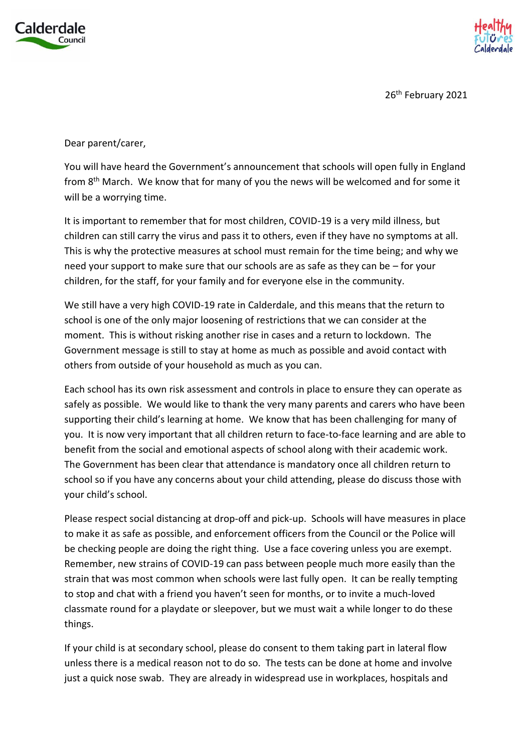Calderdale Council

Healthy Futures Calderdale

26th February 2021

Dear parent/carer,

You will have heard the Government's announcement that schools will open fully in England from 8th March. We know that for many of you the news will be welcomed and for some it will be a worrying time.

It is important to remember that for most children, COVID-19 is a very mild illness, but children can still carry the virus and pass it to others, even if they have no symptoms at all. This is why the protective measures at school must remain for the time being; and why we need your support to make sure that our schools are as safe as they can be – for your children, for the staff, for your family and for everyone else in the community.

We still have a very high COVID-19 rate in Calderdale, and this means that the return to school is one of the only major loosening of restrictions that we can consider at the moment. This is without risking another rise in cases and a return to lockdown. The Government message is still to stay at home as much as possible and avoid contact with others from outside of your household as much as you can.

Each school has its own risk assessment and controls in place to ensure they can operate as safely as possible. We would like to thank the very many parents and carers who have been supporting their child's learning at home. We know that has been challenging for many of you. It is now very important that all children return to face-to-face learning and are able to benefit from the social and emotional aspects of school along with their academic work. The Government has been clear that attendance is mandatory once all children return to school so if you have any concerns about your child attending, please do discuss those with your child's school.

Please respect social distancing at drop-off and pick-up. Schools will have measures in place to make it as safe as possible, and enforcement officers from the Council or the Police will be checking people are doing the right thing. Use a face covering unless you are exempt. Remember, new strains of COVID-19 can pass between people much more easily than the strain that was most common when schools were last fully open. It can be really tempting to stop and chat with a friend you haven't seen for months, or to invite a much-loved classmate round for a playdate or sleepover, but we must wait a while longer to do these things.

If your child is at secondary school, please do consent to them taking part in lateral flow unless there is a medical reason not to do so. The tests can be done at home and involve just a quick nose swab. They are already in widespread use in workplaces, hospitals and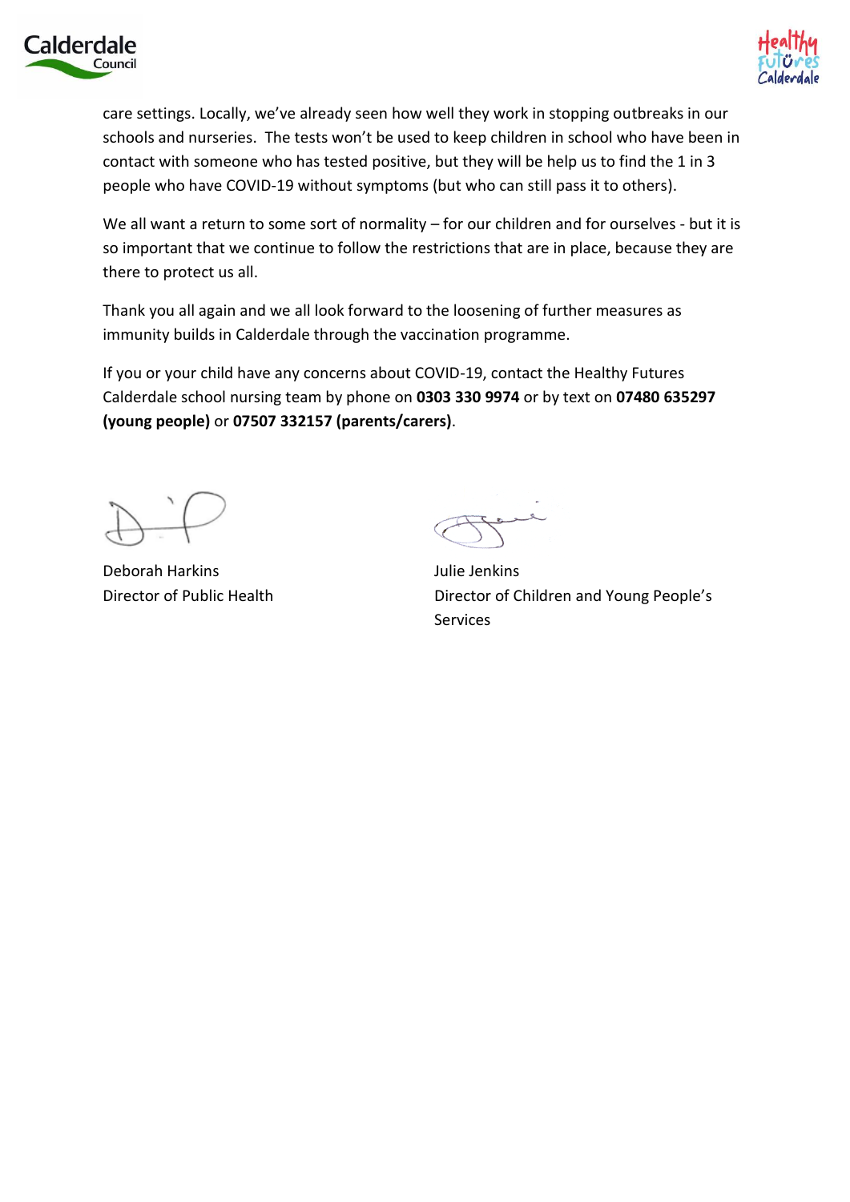care settings. Locally, we've already seen how well they work in stopping outbreaks in our schools and nurseries. The tests won't be used to keep children in school who have been in contact with someone who has tested positive, but they will be help us to find the 1 in 3 people who have COVID-19 without symptoms (but who can still pass it to others).

We all want a return to some sort of normality – for our children and for ourselves - but it is so important that we continue to follow the restrictions that are in place, because they are there to protect us all.

Thank you all again and we all look forward to the loosening of further measures as immunity builds in Calderdale through the vaccination programme.

If you or your child have any concerns about COVID-19, contact the Healthy Futures Calderdale school nursing team by phone on **0303 330 9974** or by text on **07480 635297 (young people)** or **07507 332157 (parents/carers)**.

Deborah Harkins
Director of Public Health

Julie Jenkins
Director of Children and Young People's Services